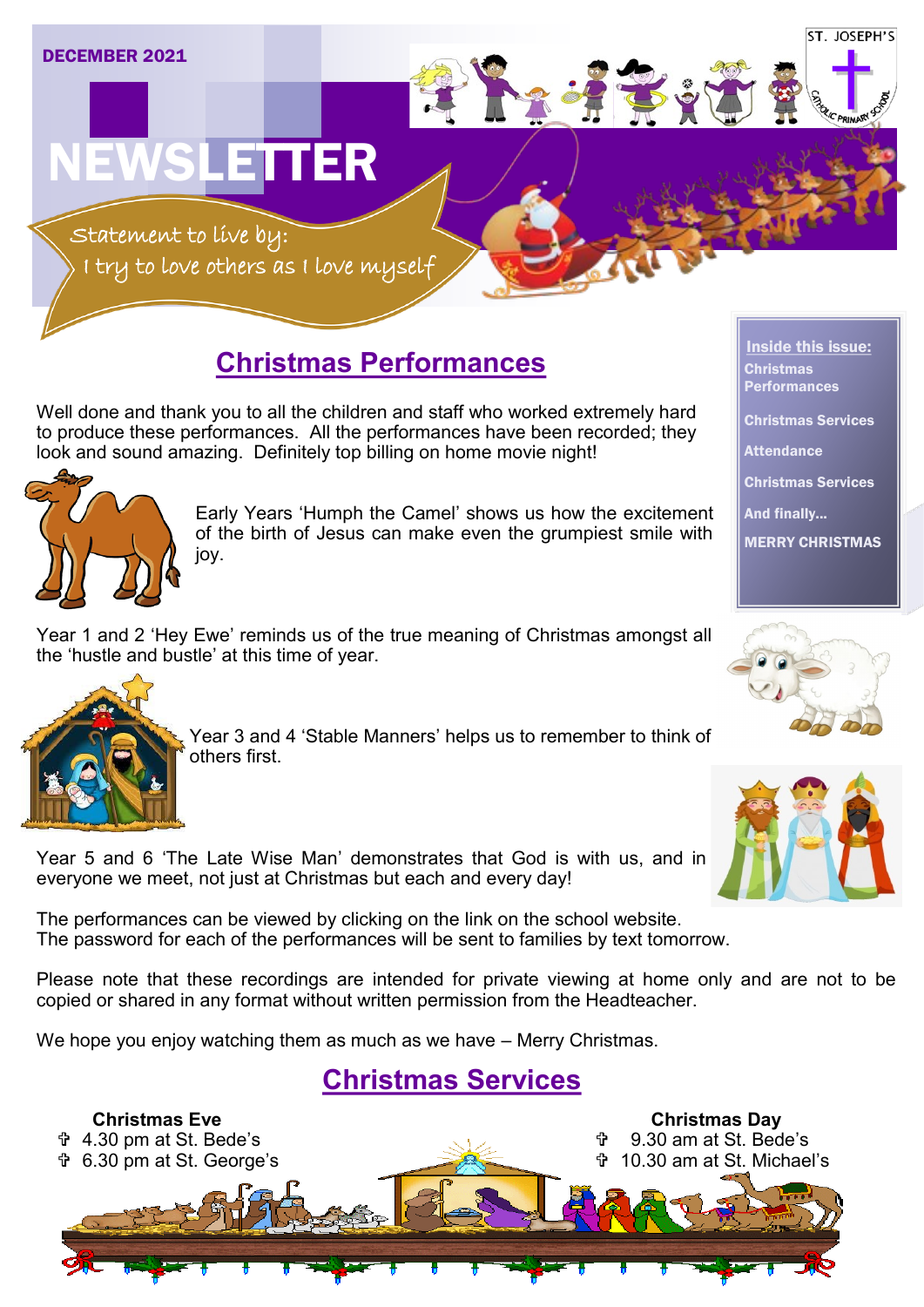DECEMBER 2021

# NEWSLETTER

ST. JOSEPH'S CATHOLIC PRIMARY SCHOOL

Statement to live by:
I try to love others as I love myself

**Inside this issue:**

- Christmas Performances
- Christmas Services
- Attendance
- Christmas Services
- And finally...
- MERRY CHRISTMAS

## Christmas Performances

Well done and thank you to all the children and staff who worked extremely hard to produce these performances. All the performances have been recorded; they look and sound amazing. Definitely top billing on home movie night!

Early Years 'Humph the Camel' shows us how the excitement of the birth of Jesus can make even the grumpiest smile with joy.

Year 1 and 2 'Hey Ewe' reminds us of the true meaning of Christmas amongst all the 'hustle and bustle' at this time of year.

Year 3 and 4 'Stable Manners' helps us to remember to think of others first.

Year 5 and 6 'The Late Wise Man' demonstrates that God is with us, and in everyone we meet, not just at Christmas but each and every day!

The performances can be viewed by clicking on the link on the school website.
The password for each of the performances will be sent to families by text tomorrow.

Please note that these recordings are intended for private viewing at home only and are not to be copied or shared in any format without written permission from the Headteacher.

We hope you enjoy watching them as much as we have – Merry Christmas.

## Christmas Services

**Christmas Eve**

- 4.30 pm at St. Bede's
- 6.30 pm at St. George's

**Christmas Day**

- 9.30 am at St. Bede's
- 10.30 am at St. Michael's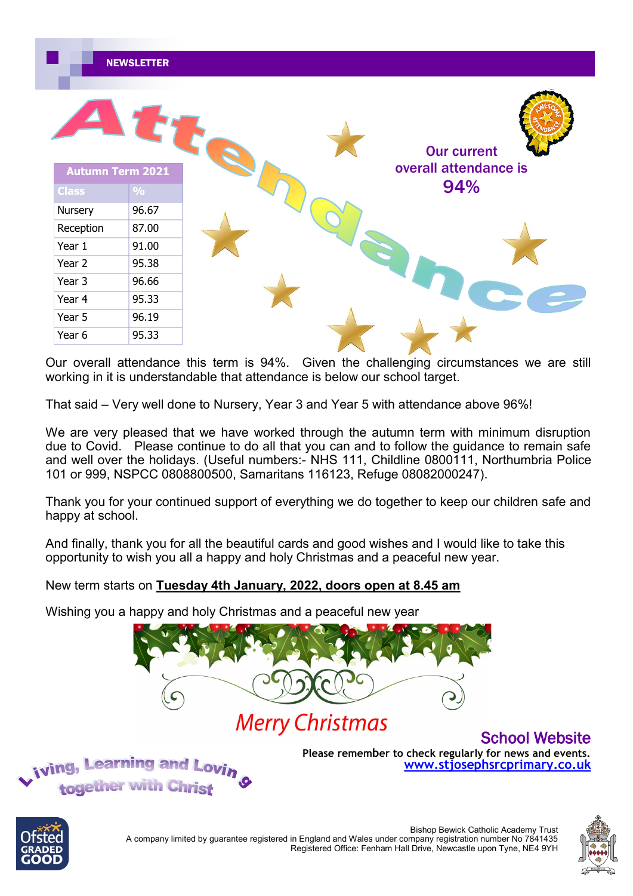NEWSLETTER

# Attendance

| Autumn Term 2021 | |
|---|---|
| **Class** | **%** |
| Nursery | 96.67 |
| Reception | 87.00 |
| Year 1 | 91.00 |
| Year 2 | 95.38 |
| Year 3 | 96.66 |
| Year 4 | 95.33 |
| Year 5 | 96.19 |
| Year 6 | 95.33 |

Our current overall attendance is **94%**

Our overall attendance this term is 94%. Given the challenging circumstances we are still working in it is understandable that attendance is below our school target.

That said – Very well done to Nursery, Year 3 and Year 5 with attendance above 96%!

We are very pleased that we have worked through the autumn term with minimum disruption due to Covid. Please continue to do all that you can and to follow the guidance to remain safe and well over the holidays. (Useful numbers:- NHS 111, Childline 0800111, Northumbria Police 101 or 999, NSPCC 0808800500, Samaritans 116123, Refuge 08082000247).

Thank you for your continued support of everything we do together to keep our children safe and happy at school.

And finally, thank you for all the beautiful cards and good wishes and I would like to take this opportunity to wish you all a happy and holy Christmas and a peaceful new year.

New term starts on **Tuesday 4th January, 2022, doors open at 8.45 am**

Wishing you a happy and holy Christmas and a peaceful new year

*Merry Christmas*

## School Website

**Please remember to check regularly for news and events.**
**www.stjosephsrcprimary.co.uk**

Living, Learning and Loving together with Christ

Bishop Bewick Catholic Academy Trust
A company limited by guarantee registered in England and Wales under company registration number No 7841435
Registered Office: Fenham Hall Drive, Newcastle upon Tyne, NE4 9YH